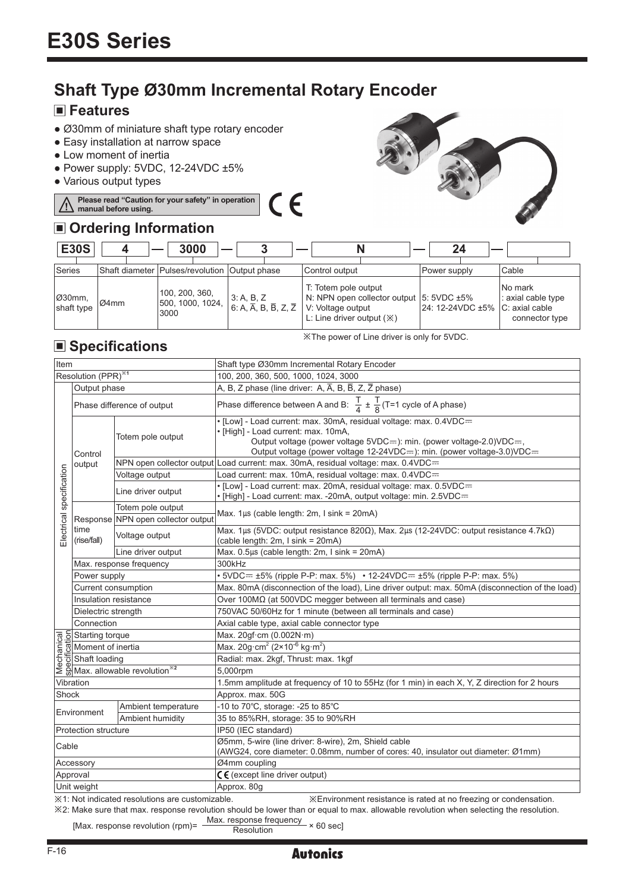# E30S Series

## Shaft Type Ø30mm Incremental Rotary Encoder

### Features

- Ø30mm of miniature shaft type rotary encoder
- Easy installation at narrow space
- Low moment of inertia
- Power supply: 5VDC, 12-24VDC ±5%
- Various output types

**Please read "Caution for your safety" in operation manual before using.**

### Ordering Information

| E30S | 4 | 3000 | 3 | N | 24 | |
|---|---|---|---|---|---|---|
| Series | Shaft diameter | Pulses/revolution | Output phase | Control output | Power supply | Cable |
| Ø30mm, shaft type | Ø4mm | 100, 200, 360, 500, 1000, 1024, 3000 | 3: A, B, Z<br>6: A, $\overline{A}$, B, $\overline{B}$, Z, $\overline{Z}$ | T: Totem pole output<br>N: NPN open collector output<br>V: Voltage output<br>L: Line driver output (※) | 5: 5VDC ±5%<br>24: 12-24VDC ±5% | No mark : axial cable type<br>C: axial cable connector type |

※The power of Line driver is only for 5VDC.

### Specifications

| Item | | | Shaft type Ø30mm Incremental Rotary Encoder |
|---|---|---|---|
| Resolution (PPR)※1 | | | 100, 200, 360, 500, 1000, 1024, 3000 |
| Electrical specification | Output phase | | A, B, Z phase (line driver: A, $\overline{A}$, B, $\overline{B}$, Z, $\overline{Z}$ phase) |
| | Phase difference of output | | Phase difference between A and B: $\frac{T}{4} \pm \frac{T}{8}$(T=1 cycle of A phase) |
| | Control output | Totem pole output | • [Low] - Load current: max. 30mA, residual voltage: max. 0.4VDC⎓<br>• [High] - Load current: max. 10mA, Output voltage (power voltage 5VDC⎓): min. (power voltage-2.0)VDC⎓, Output voltage (power voltage 12-24VDC⎓): min. (power voltage-3.0)VDC⎓ |
| | | NPN open collector output | Load current: max. 30mA, residual voltage: max. 0.4VDC⎓ |
| | | Voltage output | Load current: max. 10mA, residual voltage: max. 0.4VDC⎓ |
| | | Line driver output | • [Low] - Load current: max. 20mA, residual voltage: max. 0.5VDC⎓<br>• [High] - Load current: max. -20mA, output voltage: min. 2.5VDC⎓ |
| | Response time (rise/fall) | Totem pole output | Max. 1μs (cable length: 2m, I sink = 20mA) |
| | | NPN open collector output | Max. 1μs (cable length: 2m, I sink = 20mA) |
| | | Voltage output | Max. 1μs (5VDC: output resistance 820Ω), Max. 2μs (12-24VDC: output resistance 4.7kΩ) (cable length: 2m, I sink = 20mA) |
| | | Line driver output | Max. 0.5μs (cable length: 2m, I sink = 20mA) |
| | Max. response frequency | | 300kHz |
| | Power supply | | • 5VDC⎓ ±5% (ripple P-P: max. 5%) • 12-24VDC⎓ ±5% (ripple P-P: max. 5%) |
| | Current consumption | | Max. 80mA (disconnection of the load), Line driver output: max. 50mA (disconnection of the load) |
| | Insulation resistance | | Over 100MΩ (at 500VDC megger between all terminals and case) |
| | Dielectric strength | | 750VAC 50/60Hz for 1 minute (between all terminals and case) |
| | Connection | | Axial cable type, axial cable connector type |
| Mechanical specification | Starting torque | | Max. 20gf·cm (0.002N·m) |
| | Moment of inertia | | Max. 20g·cm$^2$ (2×10$^{-6}$ kg·m$^2$) |
| | Shaft loading | | Radial: max. 2kgf, Thrust: max. 1kgf |
| | Max. allowable revolution※2 | | 5,000rpm |
| Vibration | | | 1.5mm amplitude at frequency of 10 to 55Hz (for 1 min) in each X, Y, Z direction for 2 hours |
| Shock | | | Approx. max. 50G |
| Environment | Ambient temperature | | -10 to 70℃, storage: -25 to 85℃ |
| | Ambient humidity | | 35 to 85%RH, storage: 35 to 90%RH |
| Protection structure | | | IP50 (IEC standard) |
| Cable | | | Ø5mm, 5-wire (line driver: 8-wire), 2m, Shield cable (AWG24, core diameter: 0.08mm, number of cores: 40, insulator out diameter: Ø1mm) |
| Accessory | | | Ø4mm coupling |
| Approval | | | CE (except line driver output) |
| Unit weight | | | Approx. 80g |

※1: Not indicated resolutions are customizable.

※Environment resistance is rated at no freezing or condensation.

※2: Make sure that max. response revolution should be lower than or equal to max. allowable revolution when selecting the resolution.

[Max. response revolution (rpm)= $\frac{\text{Max. response frequency}}{\text{Resolution}}$ × 60 sec]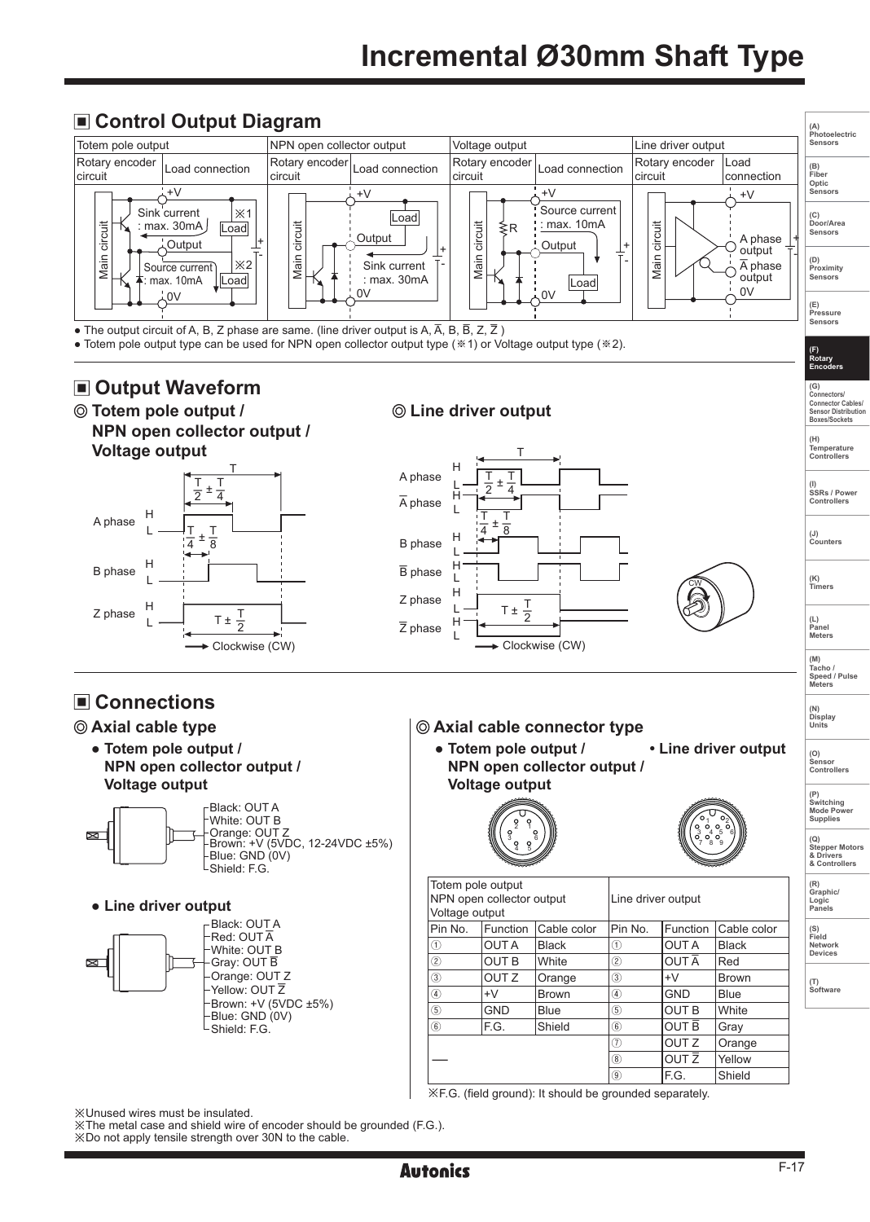# Incremental Ø30mm Shaft Type

## ■ Control Output Diagram

| Totem pole output | | NPN open collector output | | Voltage output | | Line driver output | |
|---|---|---|---|---|---|---|---|
| Rotary encoder circuit | Load connection | Rotary encoder circuit | Load connection | Rotary encoder circuit | Load connection | Rotary encoder circuit | Load connection |
| Main circuit | +V, Sink current : max. 30mA, ※1 Load, Output, Source current : max. 10mA, ※2 Load, 0V | Main circuit | +V, Load, Output, Sink current : max. 30mA, 0V | Main circuit, R | +V, Source current : max. 10mA, Output, Load, 0V | Main circuit | +V, A phase output, $\overline{A}$ phase output, 0V |

- The output circuit of A, B, Z phase are same. (line driver output is A, $\overline{A}$, B, $\overline{B}$, Z, $\overline{Z}$ )
- Totem pole output type can be used for NPN open collector output type (※1) or Voltage output type (※2).

## ■ Output Waveform

### ◎ Totem pole output / NPN open collector output / Voltage output

- A phase: T, $\frac{T}{2} \pm \frac{T}{4}$
- B phase: $\frac{T}{4} \pm \frac{T}{8}$
- Z phase: $T \pm \frac{T}{2}$
- → Clockwise (CW)

### ◎ Line driver output

- A phase / $\overline{A}$ phase: T, $\frac{T}{2} \pm \frac{T}{4}$
- B phase / $\overline{B}$ phase: $\frac{T}{4} \pm \frac{T}{8}$
- Z phase / $\overline{Z}$ phase: $T \pm \frac{T}{2}$
- → Clockwise (CW)

## ■ Connections

### ◎ Axial cable type

- **Totem pole output / NPN open collector output / Voltage output**

  - Black: OUT A
  - White: OUT B
  - Orange: OUT Z
  - Brown: +V (5VDC, 12-24VDC ±5%)
  - Blue: GND (0V)
  - Shield: F.G.

- **Line driver output**

  - Black: OUT A
  - Red: OUT $\overline{A}$
  - White: OUT B
  - Gray: OUT $\overline{B}$
  - Orange: OUT Z
  - Yellow: OUT $\overline{Z}$
  - Brown: +V (5VDC ±5%)
  - Blue: GND (0V)
  - Shield: F.G.

### ◎ Axial cable connector type

- **Totem pole output / NPN open collector output / Voltage output**
- **Line driver output**

| Totem pole output<br>NPN open collector output<br>Voltage output | | | Line driver output | | |
|---|---|---|---|---|---|
| Pin No. | Function | Cable color | Pin No. | Function | Cable color |
| ① | OUT A | Black | ① | OUT A | Black |
| ② | OUT B | White | ② | OUT $\overline{A}$ | Red |
| ③ | OUT Z | Orange | ③ | +V | Brown |
| ④ | +V | Brown | ④ | GND | Blue |
| ⑤ | GND | Blue | ⑤ | OUT B | White |
| ⑥ | F.G. | Shield | ⑥ | OUT $\overline{B}$ | Gray |
| ― | | | ⑦ | OUT Z | Orange |
| | | | ⑧ | OUT $\overline{Z}$ | Yellow |
| | | | ⑨ | F.G. | Shield |

※F.G. (field ground): It should be grounded separately.

※Unused wires must be insulated.
※The metal case and shield wire of encoder should be grounded (F.G.).
※Do not apply tensile strength over 30N to the cable.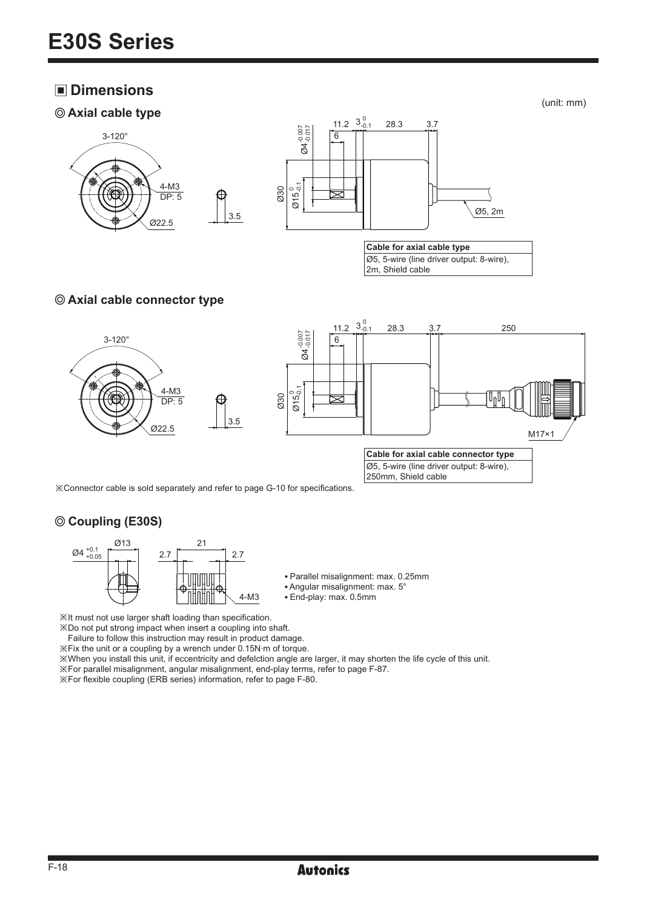# E30S Series

## ■ Dimensions

(unit: mm)

### ◎ Axial cable type

3-120°

4-M3
DP: 5

Ø22.5

3.5

11.2 $3^{0}_{-0.1}$ 28.3 3.7

6

$Ø4^{-0.007}_{-0.017}$

Ø30 $Ø15^{0}_{-0.1}$

Ø5, 2m

| Cable for axial cable type |
|---|
| Ø5, 5-wire (line driver output: 8-wire), 2m, Shield cable |

### ◎ Axial cable connector type

3-120°

4-M3
DP: 5

Ø22.5

3.5

11.2 $3^{0}_{-0.1}$ 28.3 3.7 250

6

$Ø4^{-0.007}_{-0.017}$

Ø30 $Ø15^{0}_{-0.1}$

M17×1

| Cable for axial cable connector type |
|---|
| Ø5, 5-wire (line driver output: 8-wire), 250mm, Shield cable |

※Connector cable is sold separately and refer to page G-10 for specifications.

### ◎ Coupling (E30S)

$Ø4^{+0.1}_{+0.05}$ Ø13

21

2.7 2.7

4-M3

- Parallel misalignment: max. 0.25mm
- Angular misalignment: max. 5°
- End-play: max. 0.5mm

※It must not use larger shaft loading than specification.
※Do not put strong impact when insert a coupling into shaft.
Failure to follow this instruction may result in product damage.
※Fix the unit or a coupling by a wrench under 0.15N·m of torque.
※When you install this unit, if eccentricity and defelction angle are larger, it may shorten the life cycle of this unit.
※For parallel misalignment, angular misalignment, end-play terms, refer to page F-87.
※For flexible coupling (ERB series) information, refer to page F-80.